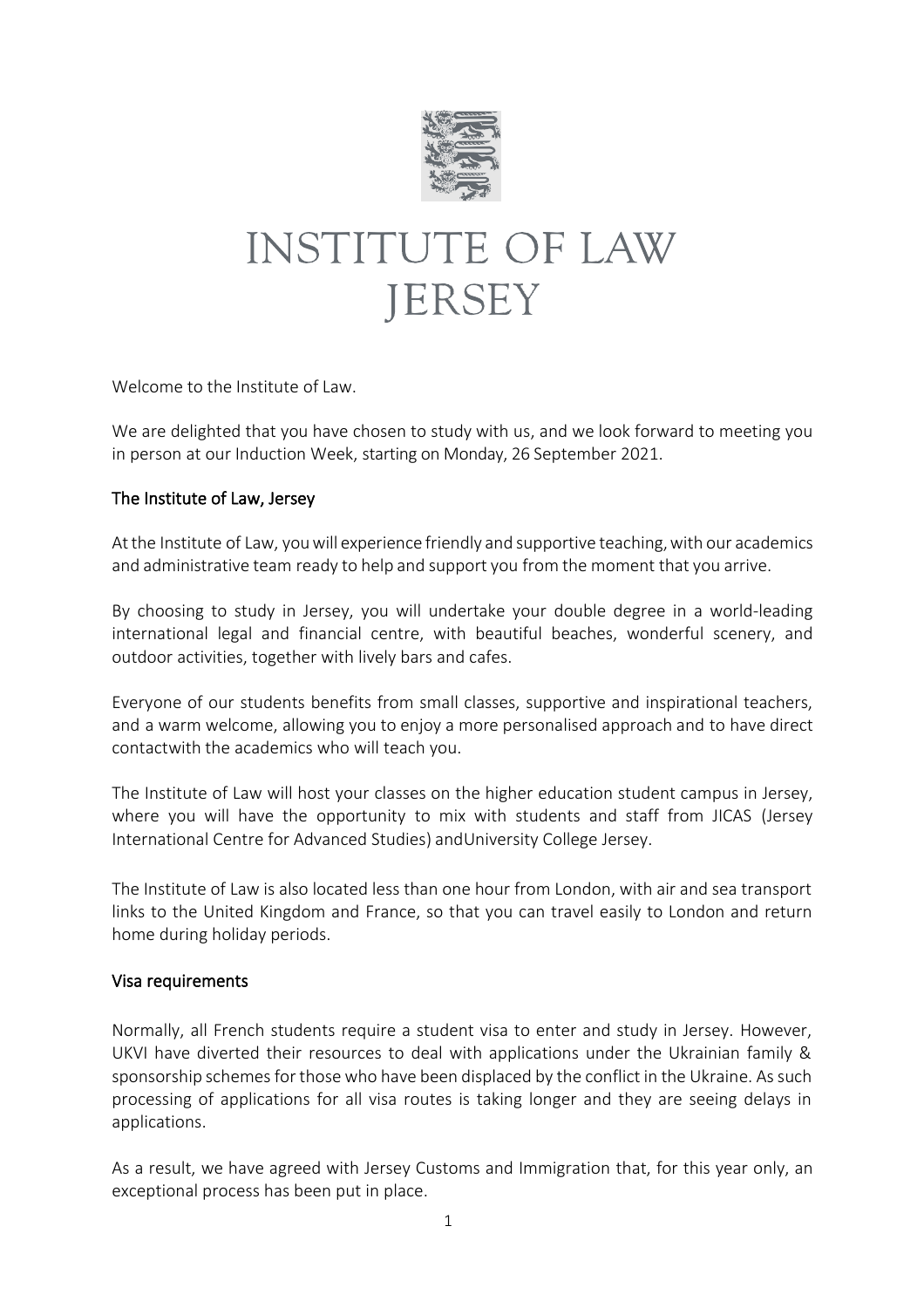# INSTITUTE OF LAW JERSEY

Welcome to the Institute of Law.

We are delighted that you have chosen to study with us, and we look forward to meeting you in person at our Induction Week, starting on Monday, 26 September 2021.

## The Institute of Law, Jersey

At the Institute of Law, you will experience friendly and supportive teaching, with our academics and administrative team ready to help and support you from the moment that you arrive.

By choosing to study in Jersey, you will undertake your double degree in a world-leading international legal and financial centre, with beautiful beaches, wonderful scenery, and outdoor activities, together with lively bars and cafes.

Everyone of our students benefits from small classes, supportive and inspirational teachers, and a warm welcome, allowing you to enjoy a more personalised approach and to have direct contactwith the academics who will teach you.

The Institute of Law will host your classes on the higher education student campus in Jersey, where you will have the opportunity to mix with students and staff from JICAS (Jersey International Centre for Advanced Studies) andUniversity College Jersey.

The Institute of Law is also located less than one hour from London, with air and sea transport links to the United Kingdom and France, so that you can travel easily to London and return home during holiday periods.

## Visa requirements

Normally, all French students require a student visa to enter and study in Jersey. However, UKVI have diverted their resources to deal with applications under the Ukrainian family & sponsorship schemes for those who have been displaced by the conflict in the Ukraine. As such processing of applications for all visa routes is taking longer and they are seeing delays in applications.

As a result, we have agreed with Jersey Customs and Immigration that, for this year only, an exceptional process has been put in place.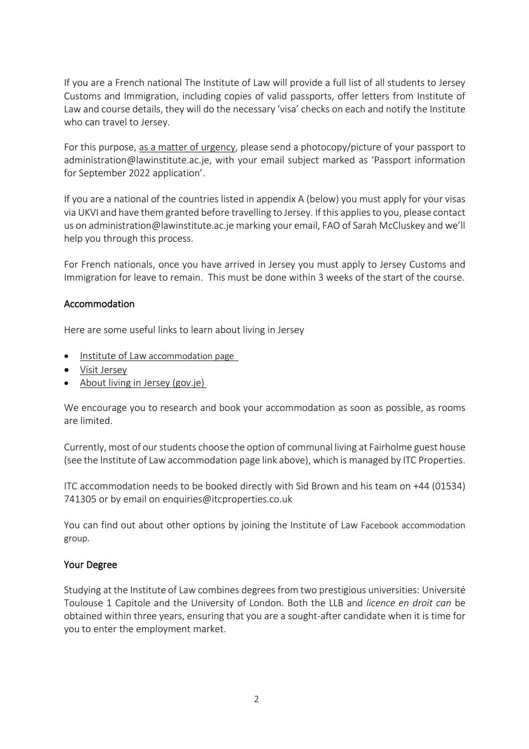If you are a French national The Institute of Law will provide a full list of all students to Jersey Customs and Immigration, including copies of valid passports, offer letters from Institute of Law and course details, they will do the necessary 'visa' checks on each and notify the Institute who can travel to Jersey.

For this purpose, as a matter of urgency, please send a photocopy/picture of your passport to administration@lawinstitute.ac.je, with your email subject marked as 'Passport information for September 2022 application'.

If you are a national of the countries listed in appendix A (below) you must apply for your visas via UKVI and have them granted before travelling to Jersey. If this applies to you, please contact us on administration@lawinstitute.ac.je marking your email, FAO of Sarah McCluskey and we'll help you through this process.

For French nationals, once you have arrived in Jersey you must apply to Jersey Customs and Immigration for leave to remain. This must be done within 3 weeks of the start of the course.

## Accommodation

Here are some useful links to learn about living in Jersey

- Institute of Law accommodation page
- Visit Jersey
- About living in Jersey (gov.je)

We encourage you to research and book your accommodation as soon as possible, as rooms are limited.

Currently, most of our students choose the option of communal living at Fairholme guest house (see the Institute of Law accommodation page link above), which is managed by ITC Properties.

ITC accommodation needs to be booked directly with Sid Brown and his team on +44 (01534) 741305 or by email on enquiries@itcproperties.co.uk

You can find out about other options by joining the Institute of Law Facebook accommodation group.

## Your Degree

Studying at the Institute of Law combines degrees from two prestigious universities: Université Toulouse 1 Capitole and the University of London. Both the LLB and *licence en droit can* be obtained within three years, ensuring that you are a sought-after candidate when it is time for you to enter the employment market.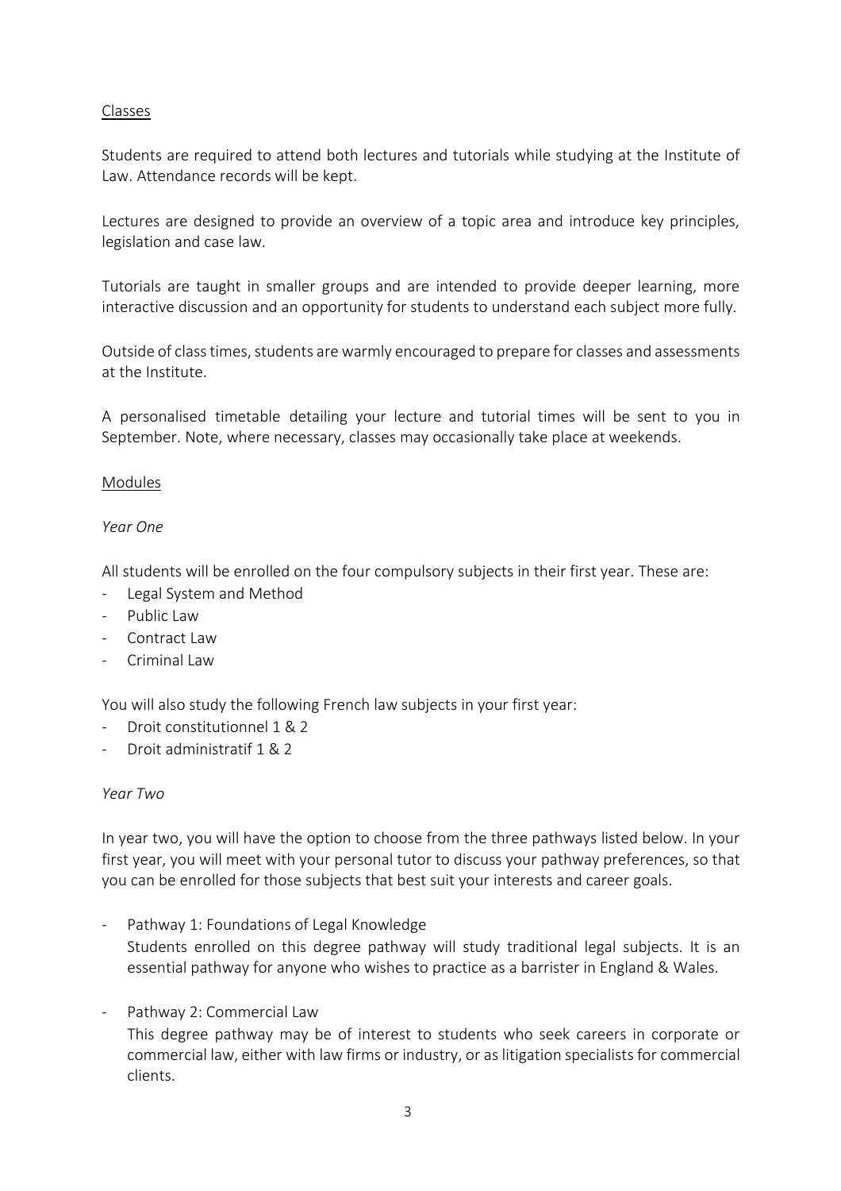<u>Classes</u>

Students are required to attend both lectures and tutorials while studying at the Institute of Law. Attendance records will be kept.

Lectures are designed to provide an overview of a topic area and introduce key principles, legislation and case law.

Tutorials are taught in smaller groups and are intended to provide deeper learning, more interactive discussion and an opportunity for students to understand each subject more fully.

Outside of class times, students are warmly encouraged to prepare for classes and assessments at the Institute.

A personalised timetable detailing your lecture and tutorial times will be sent to you in September. Note, where necessary, classes may occasionally take place at weekends.

<u>Modules</u>

*Year One*

All students will be enrolled on the four compulsory subjects in their first year. These are:

- Legal System and Method
- Public Law
- Contract Law
- Criminal Law

You will also study the following French law subjects in your first year:

- Droit constitutionnel 1 & 2
- Droit administratif 1 & 2

*Year Two*

In year two, you will have the option to choose from the three pathways listed below. In your first year, you will meet with your personal tutor to discuss your pathway preferences, so that you can be enrolled for those subjects that best suit your interests and career goals.

- Pathway 1: Foundations of Legal Knowledge
  Students enrolled on this degree pathway will study traditional legal subjects. It is an essential pathway for anyone who wishes to practice as a barrister in England & Wales.

- Pathway 2: Commercial Law
  This degree pathway may be of interest to students who seek careers in corporate or commercial law, either with law firms or industry, or as litigation specialists for commercial clients.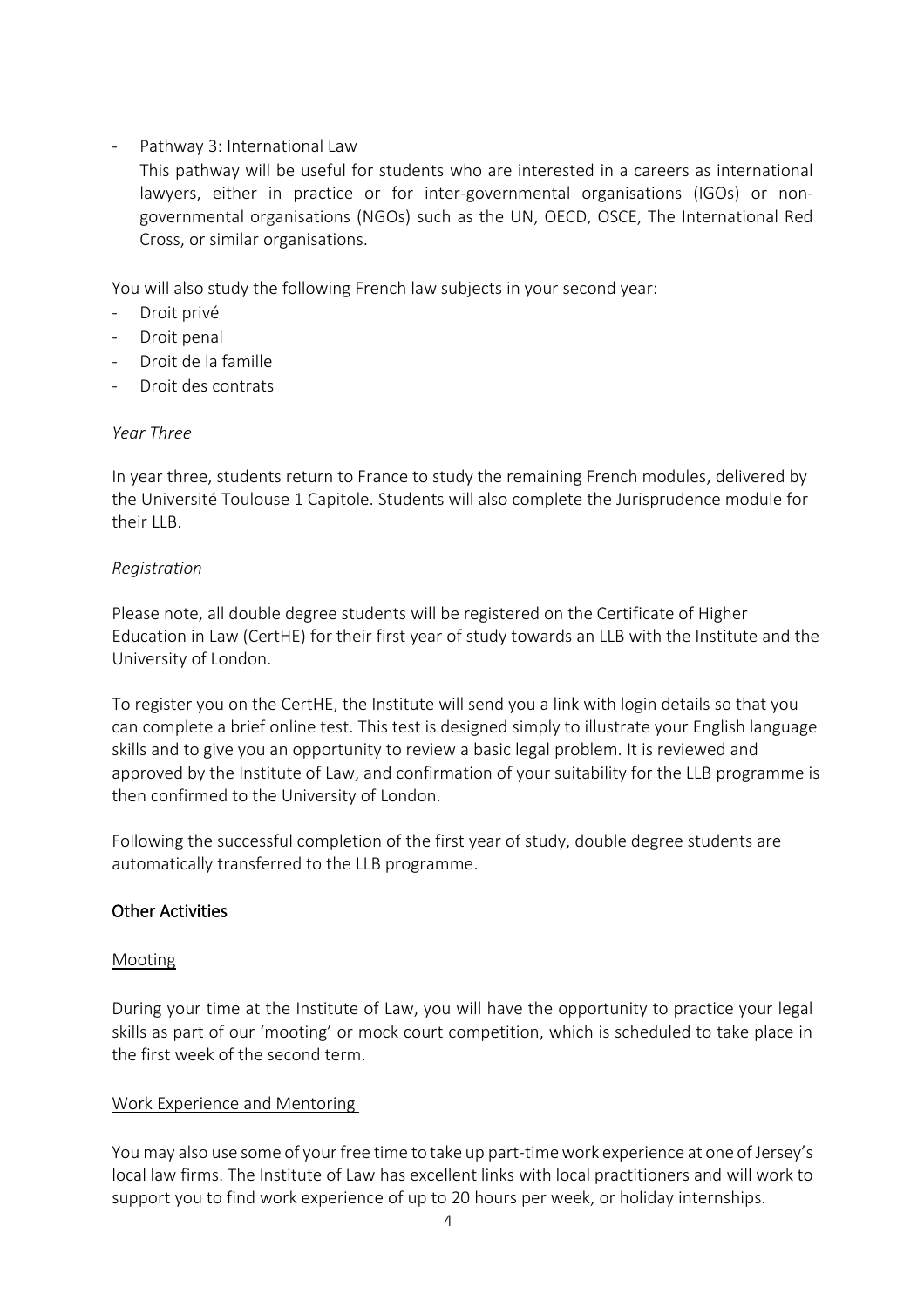- Pathway 3: International Law

  This pathway will be useful for students who are interested in a careers as international lawyers, either in practice or for inter-governmental organisations (IGOs) or non-governmental organisations (NGOs) such as the UN, OECD, OSCE, The International Red Cross, or similar organisations.

You will also study the following French law subjects in your second year:

- Droit privé
- Droit penal
- Droit de la famille
- Droit des contrats

*Year Three*

In year three, students return to France to study the remaining French modules, delivered by the Université Toulouse 1 Capitole. Students will also complete the Jurisprudence module for their LLB.

*Registration*

Please note, all double degree students will be registered on the Certificate of Higher Education in Law (CertHE) for their first year of study towards an LLB with the Institute and the University of London.

To register you on the CertHE, the Institute will send you a link with login details so that you can complete a brief online test. This test is designed simply to illustrate your English language skills and to give you an opportunity to review a basic legal problem. It is reviewed and approved by the Institute of Law, and confirmation of your suitability for the LLB programme is then confirmed to the University of London.

Following the successful completion of the first year of study, double degree students are automatically transferred to the LLB programme.

## Other Activities

### Mooting

During your time at the Institute of Law, you will have the opportunity to practice your legal skills as part of our 'mooting' or mock court competition, which is scheduled to take place in the first week of the second term.

### Work Experience and Mentoring

You may also use some of your free time to take up part-time work experience at one of Jersey's local law firms. The Institute of Law has excellent links with local practitioners and will work to support you to find work experience of up to 20 hours per week, or holiday internships.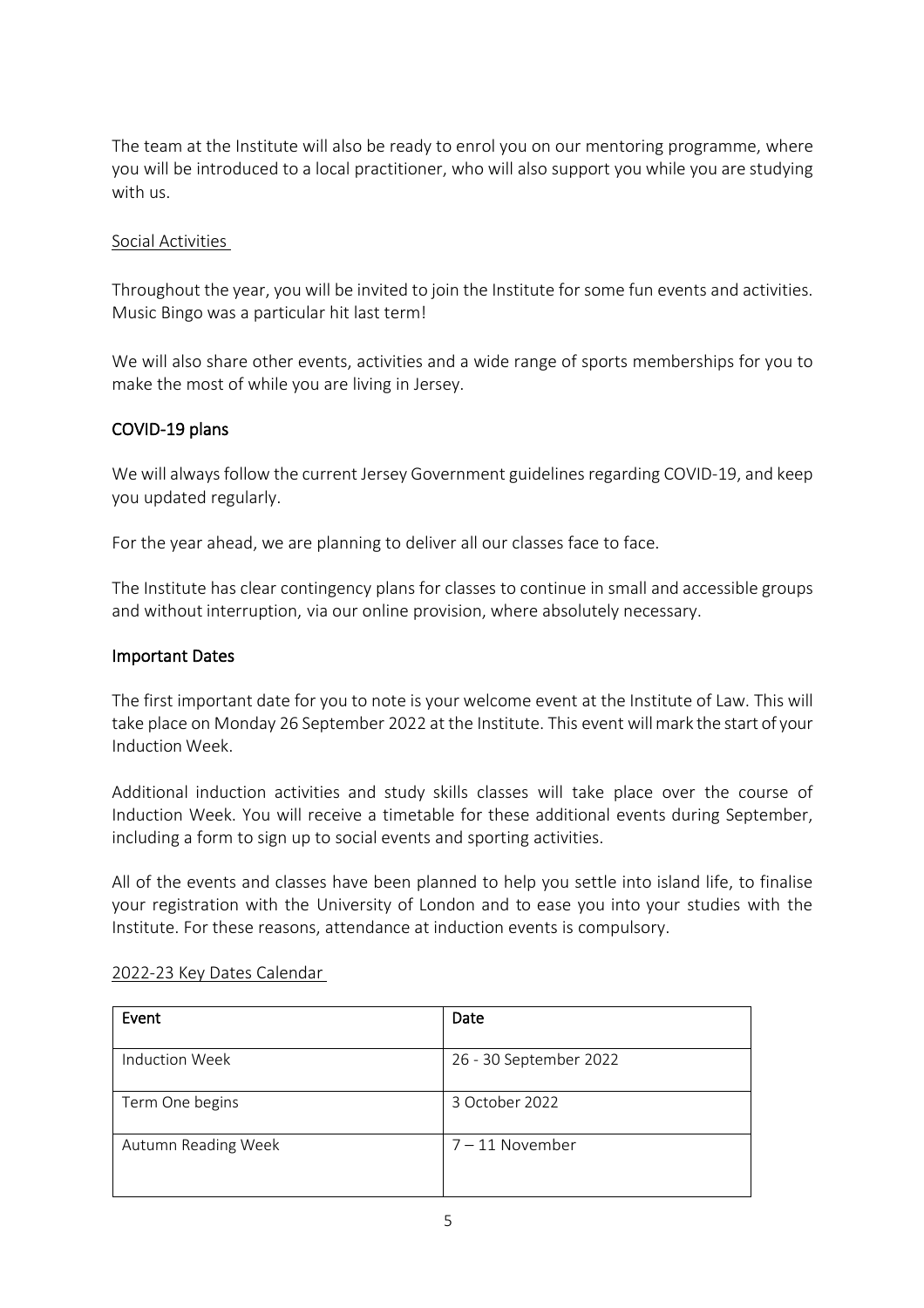The team at the Institute will also be ready to enrol you on our mentoring programme, where you will be introduced to a local practitioner, who will also support you while you are studying with us.

### Social Activities

Throughout the year, you will be invited to join the Institute for some fun events and activities. Music Bingo was a particular hit last term!

We will also share other events, activities and a wide range of sports memberships for you to make the most of while you are living in Jersey.

## COVID-19 plans

We will always follow the current Jersey Government guidelines regarding COVID-19, and keep you updated regularly.

For the year ahead, we are planning to deliver all our classes face to face.

The Institute has clear contingency plans for classes to continue in small and accessible groups and without interruption, via our online provision, where absolutely necessary.

## Important Dates

The first important date for you to note is your welcome event at the Institute of Law. This will take place on Monday 26 September 2022 at the Institute. This event will mark the start of your Induction Week.

Additional induction activities and study skills classes will take place over the course of Induction Week. You will receive a timetable for these additional events during September, including a form to sign up to social events and sporting activities.

All of the events and classes have been planned to help you settle into island life, to finalise your registration with the University of London and to ease you into your studies with the Institute. For these reasons, attendance at induction events is compulsory.

### 2022-23 Key Dates Calendar

| Event | Date |
| --- | --- |
| Induction Week | 26 - 30 September 2022 |
| Term One begins | 3 October 2022 |
| Autumn Reading Week | 7 – 11 November |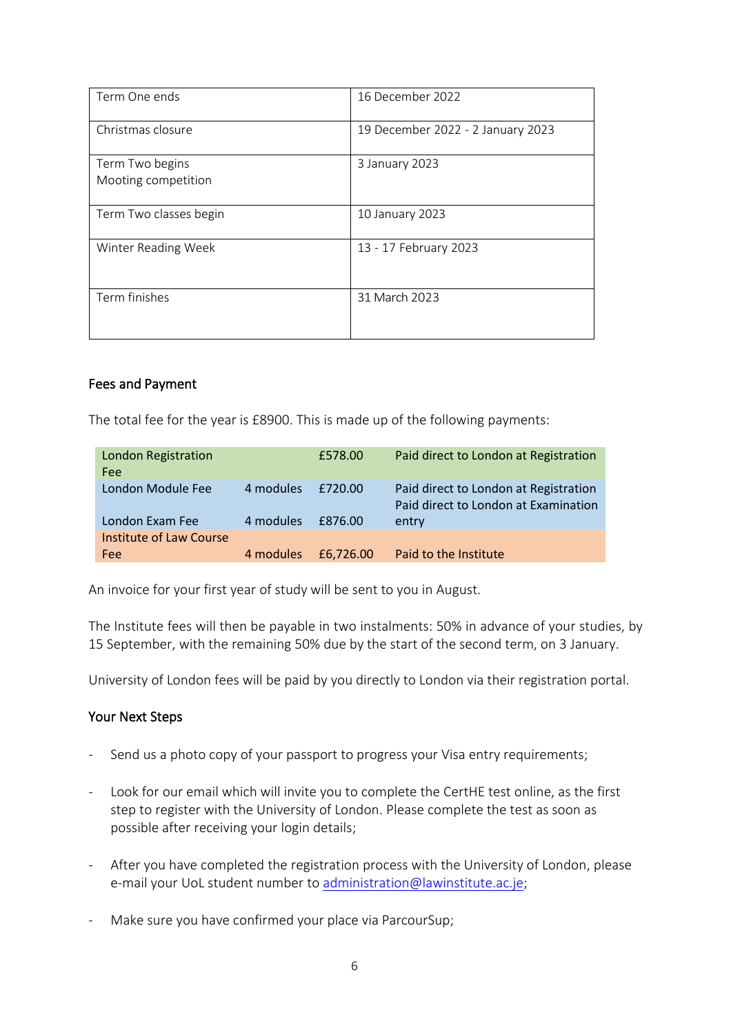| Term One ends | 16 December 2022 |
| --- | --- |
| Christmas closure | 19 December 2022 - 2 January 2023 |
| Term Two begins<br>Mooting competition | 3 January 2023 |
| Term Two classes begin | 10 January 2023 |
| Winter Reading Week | 13 - 17 February 2023 |
| Term finishes | 31 March 2023 |

## Fees and Payment

The total fee for the year is £8900. This is made up of the following payments:

| | | | |
| --- | --- | --- | --- |
| London Registration Fee | | £578.00 | Paid direct to London at Registration |
| London Module Fee | 4 modules | £720.00 | Paid direct to London at Registration |
| London Exam Fee | 4 modules | £876.00 | Paid direct to London at Examination entry |
| Institute of Law Course Fee | 4 modules | £6,726.00 | Paid to the Institute |

An invoice for your first year of study will be sent to you in August.

The Institute fees will then be payable in two instalments: 50% in advance of your studies, by 15 September, with the remaining 50% due by the start of the second term, on 3 January.

University of London fees will be paid by you directly to London via their registration portal.

## Your Next Steps

- Send us a photo copy of your passport to progress your Visa entry requirements;
- Look for our email which will invite you to complete the CertHE test online, as the first step to register with the University of London. Please complete the test as soon as possible after receiving your login details;
- After you have completed the registration process with the University of London, please e-mail your UoL student number to administration@lawinstitute.ac.je;
- Make sure you have confirmed your place via ParcourSup;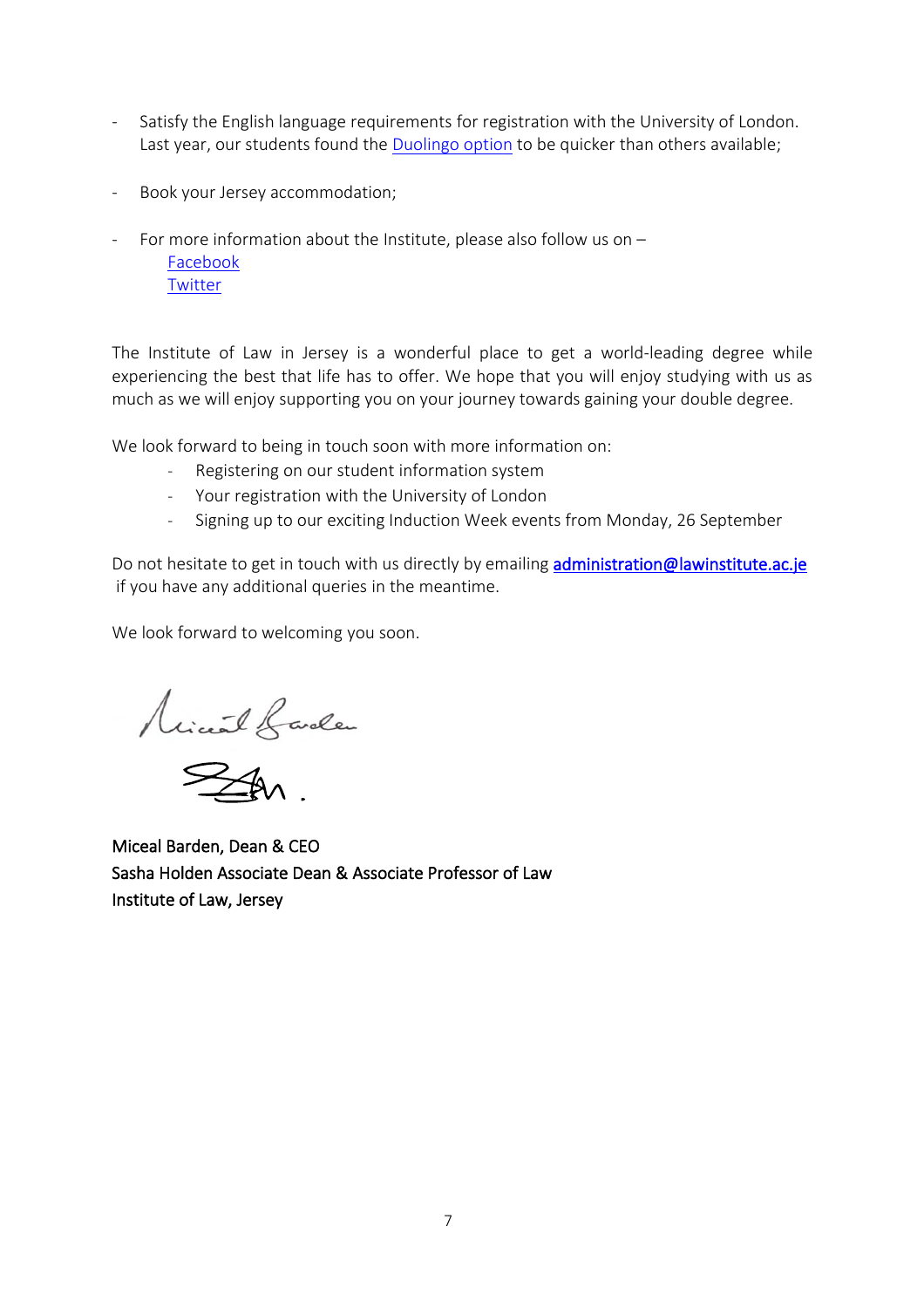- Satisfy the English language requirements for registration with the University of London. Last year, our students found the [Duolingo option] to be quicker than others available;

- Book your Jersey accommodation;

- For more information about the Institute, please also follow us on –
  - Facebook
  - Twitter

The Institute of Law in Jersey is a wonderful place to get a world-leading degree while experiencing the best that life has to offer. We hope that you will enjoy studying with us as much as we will enjoy supporting you on your journey towards gaining your double degree.

We look forward to being in touch soon with more information on:

- Registering on our student information system
- Your registration with the University of London
- Signing up to our exciting Induction Week events from Monday, 26 September

Do not hesitate to get in touch with us directly by emailing administration@lawinstitute.ac.je if you have any additional queries in the meantime.

We look forward to welcoming you soon.

Miceal Barden, Dean & CEO
Sasha Holden Associate Dean & Associate Professor of Law
Institute of Law, Jersey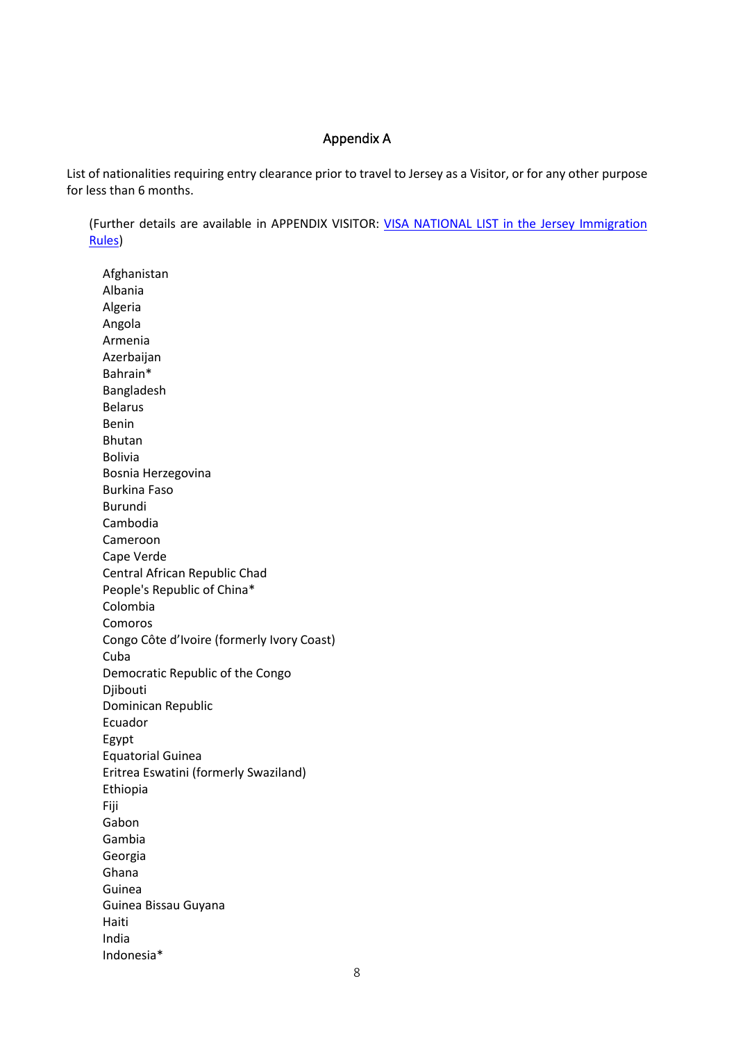## Appendix A

List of nationalities requiring entry clearance prior to travel to Jersey as a Visitor, or for any other purpose for less than 6 months.

(Further details are available in APPENDIX VISITOR: [VISA NATIONAL LIST in the Jersey Immigration Rules])

Afghanistan
Albania
Algeria
Angola
Armenia
Azerbaijan
Bahrain*
Bangladesh
Belarus
Benin
Bhutan
Bolivia
Bosnia Herzegovina
Burkina Faso
Burundi
Cambodia
Cameroon
Cape Verde
Central African Republic Chad
People's Republic of China*
Colombia
Comoros
Congo Côte d'Ivoire (formerly Ivory Coast)
Cuba
Democratic Republic of the Congo
Djibouti
Dominican Republic
Ecuador
Egypt
Equatorial Guinea
Eritrea Eswatini (formerly Swaziland)
Ethiopia
Fiji
Gabon
Gambia
Georgia
Ghana
Guinea
Guinea Bissau Guyana
Haiti
India
Indonesia*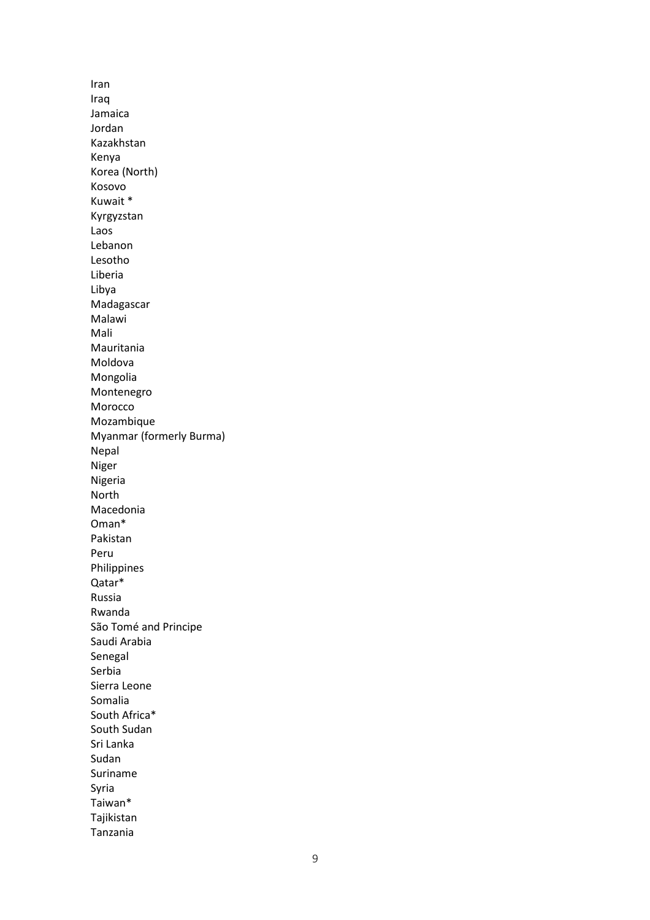Iran
Iraq
Jamaica
Jordan
Kazakhstan
Kenya
Korea (North)
Kosovo
Kuwait *
Kyrgyzstan
Laos
Lebanon
Lesotho
Liberia
Libya
Madagascar
Malawi
Mali
Mauritania
Moldova
Mongolia
Montenegro
Morocco
Mozambique
Myanmar (formerly Burma)
Nepal
Niger
Nigeria
North
Macedonia
Oman*
Pakistan
Peru
Philippines
Qatar*
Russia
Rwanda
São Tomé and Principe
Saudi Arabia
Senegal
Serbia
Sierra Leone
Somalia
South Africa*
South Sudan
Sri Lanka
Sudan
Suriname
Syria
Taiwan*
Tajikistan
Tanzania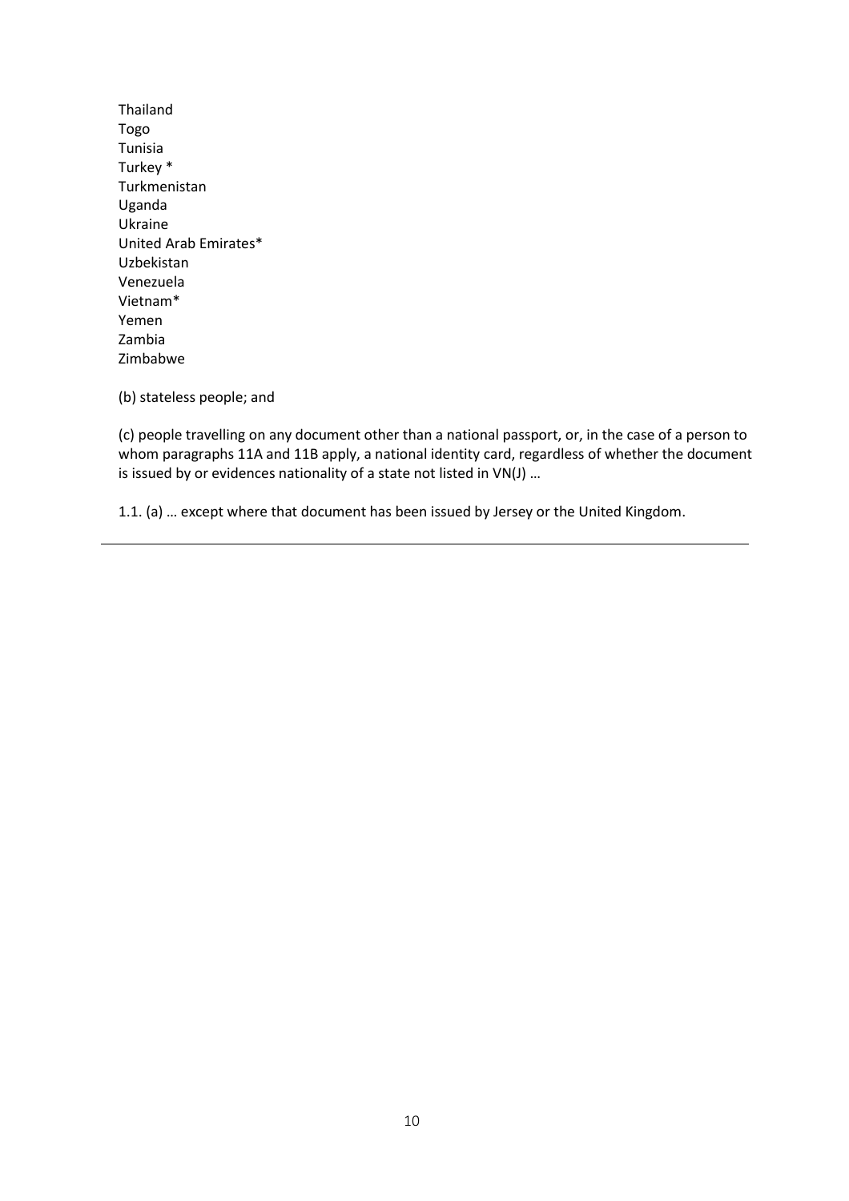Thailand
Togo
Tunisia
Turkey *
Turkmenistan
Uganda
Ukraine
United Arab Emirates*
Uzbekistan
Venezuela
Vietnam*
Yemen
Zambia
Zimbabwe

(b) stateless people; and

(c) people travelling on any document other than a national passport, or, in the case of a person to whom paragraphs 11A and 11B apply, a national identity card, regardless of whether the document is issued by or evidences nationality of a state not listed in VN(J) …

1.1. (a) … except where that document has been issued by Jersey or the United Kingdom.

---